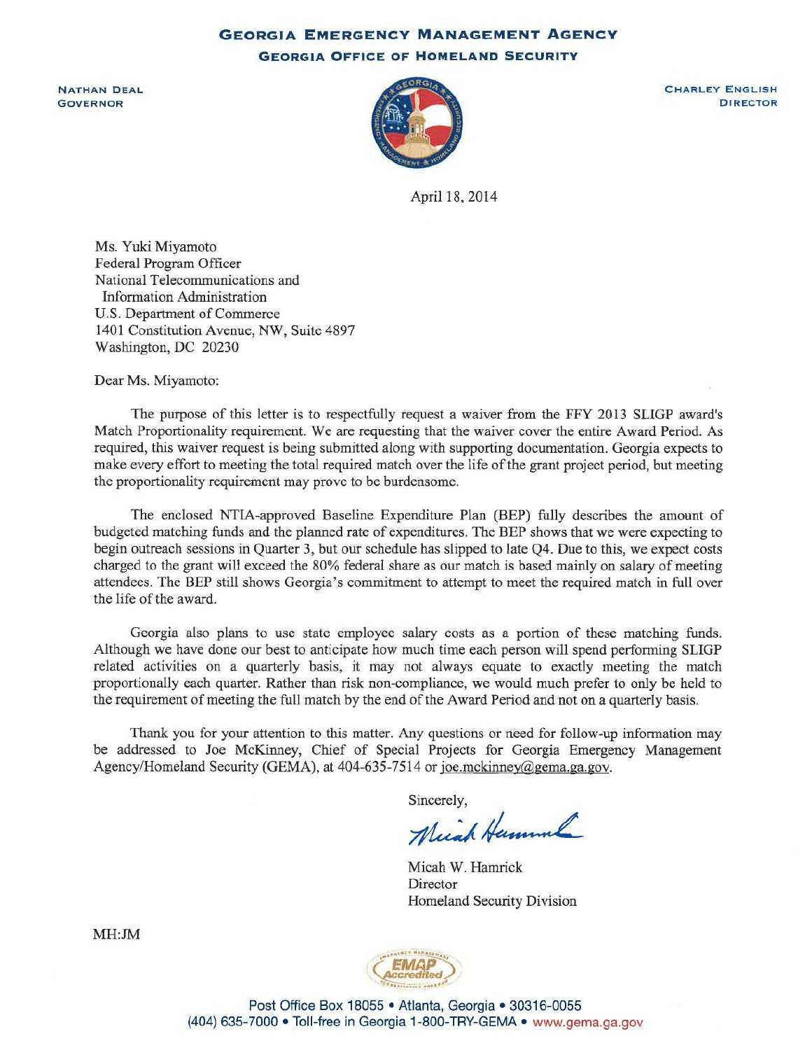# GEORGIA EMERGENCY MANAGEMENT AGENCY

## GEORGIA OFFICE OF HOMELAND SECURITY

NATHAN DEAL
GOVERNOR

CHARLEY ENGLISH
DIRECTOR

April 18, 2014

Ms. Yuki Miyamoto
Federal Program Officer
National Telecommunications and
Information Administration
U.S. Department of Commerce
1401 Constitution Avenue, NW, Suite 4897
Washington, DC 20230

Dear Ms. Miyamoto:

The purpose of this letter is to respectfully request a waiver from the FFY 2013 SLIGP award's Match Proportionality requirement. We are requesting that the waiver cover the entire Award Period. As required, this waiver request is being submitted along with supporting documentation. Georgia expects to make every effort to meeting the total required match over the life of the grant project period, but meeting the proportionality requirement may prove to be burdensome.

The enclosed NTIA-approved Baseline Expenditure Plan (BEP) fully describes the amount of budgeted matching funds and the planned rate of expenditures. The BEP shows that we were expecting to begin outreach sessions in Quarter 3, but our schedule has slipped to late Q4. Due to this, we expect costs charged to the grant will exceed the 80% federal share as our match is based mainly on salary of meeting attendees. The BEP still shows Georgia's commitment to attempt to meet the required match in full over the life of the award.

Georgia also plans to use state employee salary costs as a portion of these matching funds. Although we have done our best to anticipate how much time each person will spend performing SLIGP related activities on a quarterly basis, it may not always equate to exactly meeting the match proportionally each quarter. Rather than risk non-compliance, we would much prefer to only be held to the requirement of meeting the full match by the end of the Award Period and not on a quarterly basis.

Thank you for your attention to this matter. Any questions or need for follow-up information may be addressed to Joe McKinney, Chief of Special Projects for Georgia Emergency Management Agency/Homeland Security (GEMA), at 404-635-7514 or joe.mckinney@gema.ga.gov.

Sincerely,

Micah W. Hamrick
Director
Homeland Security Division

MH:JM

Post Office Box 18055 • Atlanta, Georgia • 30316-0055
(404) 635-7000 • Toll-free in Georgia 1-800-TRY-GEMA • www.gema.ga.gov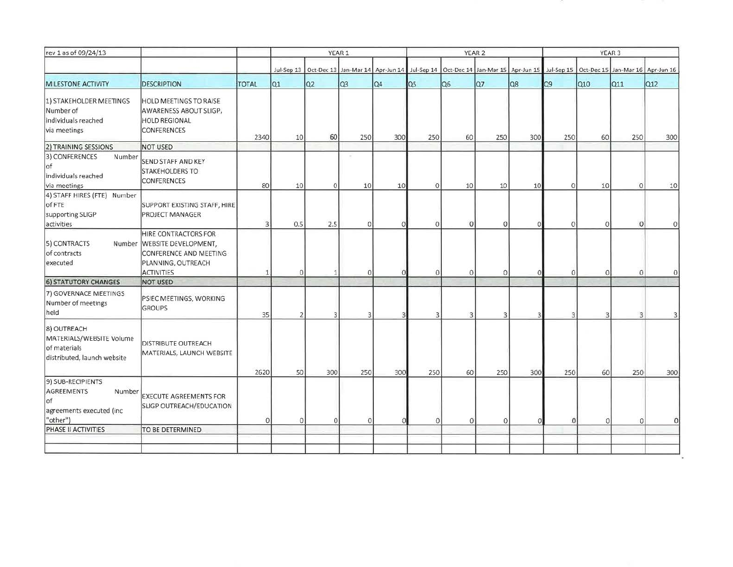| rev 1 as of 09/24/13 | | | YEAR 1 | | | | YEAR 2 | | | | YEAR 3 | | | |
|---|---|---|---|---|---|---|---|---|---|---|---|---|---|---|
| | | | Jul-Sep 13 | Oct-Dec 13 | Jan-Mar 14 | Apr-Jun 14 | Jul-Sep 14 | Oct-Dec 14 | Jan-Mar 15 | Apr-Jun 15 | Jul-Sep 15 | Oct-Dec 15 | Jan-Mar 16 | Apr-Jun 16 |
| MILESTONE ACTIVITY | DESCRIPTION | TOTAL | Q1 | Q2 | Q3 | Q4 | Q5 | Q6 | Q7 | Q8 | Q9 | Q10 | Q11 | Q12 |
| 1) STAKEHOLDER MEETINGS Number of individuals reached via meetings | HOLD MEETINGS TO RAISE AWARENESS ABOUT SLIGP, HOLD REGIONAL CONFERENCES | 2340 | 10 | 60 | 250 | 300 | 250 | 60 | 250 | 300 | 250 | 60 | 250 | 300 |
| 2) TRAINING SESSIONS | NOT USED | | | | | | | | | | | | | |
| 3) CONFERENCES Number of individuals reached via meetings | SEND STAFF AND KEY STAKEHOLDERS TO CONFERENCES | 80 | 10 | 0 | 10 | 10 | 0 | 10 | 10 | 10 | 0 | 10 | 0 | 10 |
| 4) STAFF HIRES (FTE) Number of FTE supporting SLIGP activities | SUPPORT EXISTING STAFF, HIRE PROJECT MANAGER | 3 | 0.5 | 2.5 | 0 | 0 | 0 | 0 | 0 | 0 | 0 | 0 | 0 | 0 |
| 5) CONTRACTS Number of contracts executed | HIRE CONTRACTORS FOR WEBSITE DEVELOPMENT, CONFERENCE AND MEETING PLANNING, OUTREACH ACTIVITIES | 1 | 0 | 1 | 0 | 0 | 0 | 0 | 0 | 0 | 0 | 0 | 0 | 0 |
| 6) STATUTORY CHANGES | NOT USED | | | | | | | | | | | | | |
| 7) GOVERNACE MEETINGS Number of meetings held | PSIEC MEETINGS, WORKING GROUPS | 35 | 2 | 3 | 3 | 3 | 3 | 3 | 3 | 3 | 3 | 3 | 3 | 3 |
| 8) OUTREACH MATERIALS/WEBSITE Volume of materials distributed, launch website | DISTRIBUTE OUTREACH MATERIALS, LAUNCH WEBSITE | 2620 | 50 | 300 | 250 | 300 | 250 | 60 | 250 | 300 | 250 | 60 | 250 | 300 |
| 9) SUB-RECIPIENTS AGREEMENTS Number of agreements executed (inc "other") | EXECUTE AGREEMENTS FOR SLIGP OUTREACH/EDUCATION | 0 | 0 | 0 | 0 | 0 | 0 | 0 | 0 | 0 | 0 | 0 | 0 | 0 |
| PHASE II ACTIVITIES | TO BE DETERMINED | | | | | | | | | | | | | |